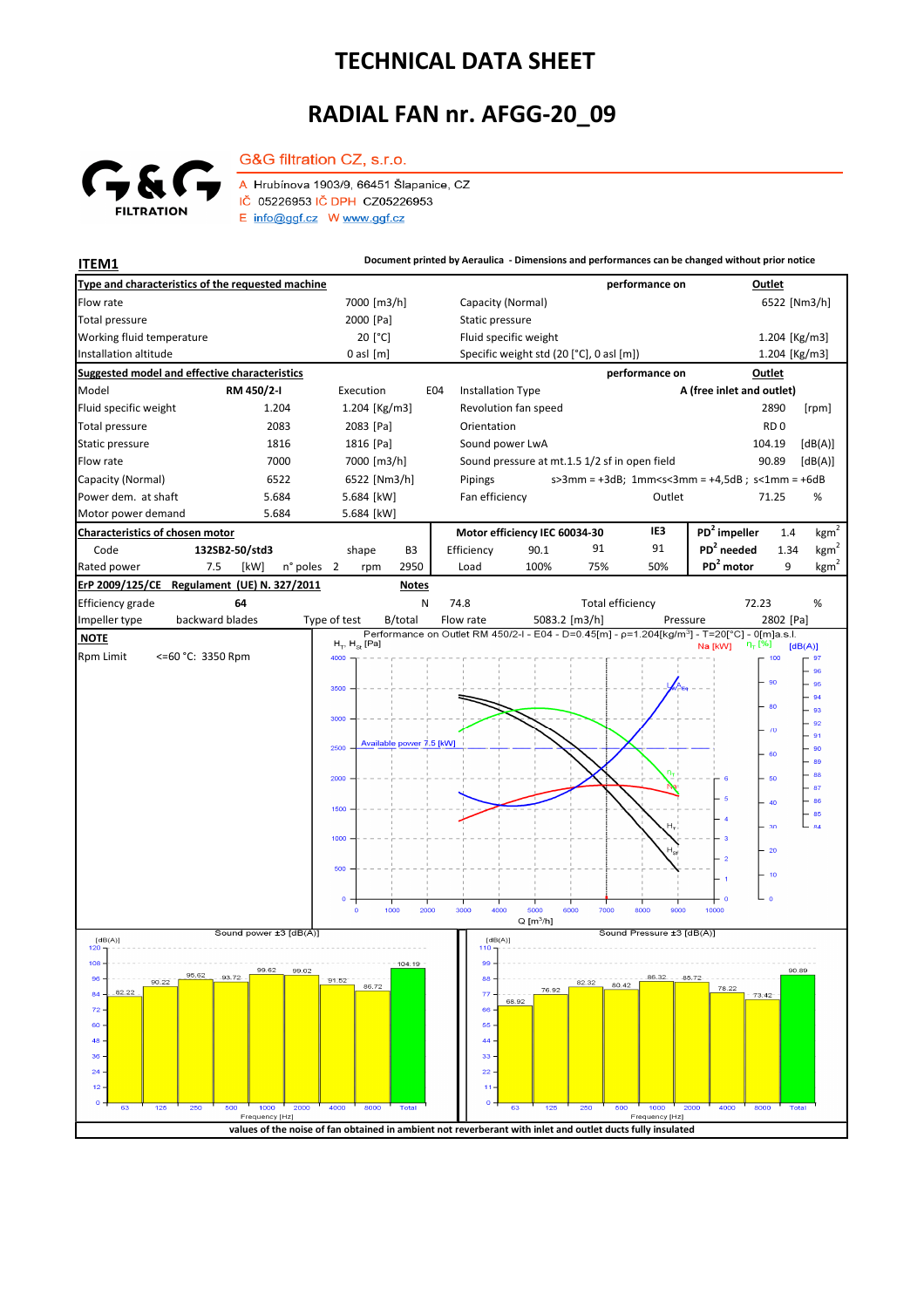# TECHNICAL DATA SHEET

## RADIAL FAN nr. AFGG-20_09

G&G filtration CZ, s.r.o.

A Hrubínova 1903/9, 66451 Šlapanice, CZ
IČ 05226953 IČ DPH CZ05226953
E info@ggf.cz W www.ggf.cz

**ITEM1**

**Document printed by Aeraulica - Dimensions and performances can be changed without prior notice**

| **Type and characteristics of the requested machine** | | | **performance on** | **Outlet** |
|---|---|---|---|---|
| Flow rate | 7000 [m3/h] | Capacity (Normal) | | 6522 [Nm3/h] |
| Total pressure | 2000 [Pa] | Static pressure | | |
| Working fluid temperature | 20 [°C] | Fluid specific weight | | 1.204 [Kg/m3] |
| Installation altitude | 0 asl [m] | Specific weight std (20 [°C], 0 asl [m]) | | 1.204 [Kg/m3] |

| **Suggested model and effective characteristics** | | | | | **performance on** | **Outlet** |
|---|---|---|---|---|---|---|
| Model | RM 450/2-I | Execution | E04 | Installation Type | A (free inlet and outlet) | |
| Fluid specific weight | 1.204 | 1.204 [Kg/m3] | | Revolution fan speed | 2890 | [rpm] |
| Total pressure | 2083 | 2083 [Pa] | | Orientation | RD 0 | |
| Static pressure | 1816 | 1816 [Pa] | | Sound power LwA | 104.19 | [dB(A)] |
| Flow rate | 7000 | 7000 [m3/h] | | Sound pressure at mt.1.5 1/2 sf in open field | 90.89 | [dB(A)] |
| Capacity (Normal) | 6522 | 6522 [Nm3/h] | | Pipings | s>3mm = +3dB; 1mm<s<3mm = +4,5dB ; s<1mm = +6dB | |
| Power dem. at shaft | 5.684 | 5.684 [kW] | | Fan efficiency | Outlet 71.25 | % |
| Motor power demand | 5.684 | 5.684 [kW] | | | | |

| **Characteristics of chosen motor** | | | | | **Motor efficiency IEC 60034-30** | | | IE3 | $PD^2$ impeller | 1.4 | $kgm^2$ |
|---|---|---|---|---|---|---|---|---|---|---|---|
| Code | 132SB2-50/std3 | | shape | B3 | Efficiency | 90.1 | 91 | 91 | $PD^2$ needed | 1.34 | $kgm^2$ |
| Rated power | 7.5 [kW] | n° poles 2 | rpm | 2950 | Load | 100% | 75% | 50% | $PD^2$ motor | 9 | $kgm^2$ |

| **ErP 2009/125/CE Regulament (UE) N. 327/2011** | | **Notes** | | | | |
|---|---|---|---|---|---|---|
| Efficiency grade | 64 | N | 74.8 | Total efficiency | 72.23 | % |
| Impeller type | backward blades | Type of test | B/total | Flow rate 5083.2 [m3/h] | Pressure | 2802 [Pa] |

**NOTE**

Rpm Limit <=60 °C: 3350 Rpm

Performance on Outlet RM 450/2-I - E04 - D=0.45[m] - ρ=1.204[kg/m³] - T=20[°C] - 0[m]a.s.l.

Available power 7.5 [kW]

Sound power ±3 [dB(A)]

| Frequency [Hz] | 63 | 125 | 250 | 500 | 1000 | 2000 | 4000 | 8000 | Total |
|---|---|---|---|---|---|---|---|---|---|
| dB(A) | 82.22 | 90.22 | 95.62 | 93.72 | 99.62 | 99.02 | 91.52 | 86.72 | 104.19 |

Sound Pressure ±3 [dB(A)]

| Frequency [Hz] | 63 | 125 | 250 | 500 | 1000 | 2000 | 4000 | 8000 | Total |
|---|---|---|---|---|---|---|---|---|---|
| dB(A) | 68.92 | 76.92 | 82.32 | 80.42 | 86.32 | 85.72 | 78.22 | 73.42 | 90.89 |

**values of the noise of fan obtained in ambient not reverberant with inlet and outlet ducts fully insulated**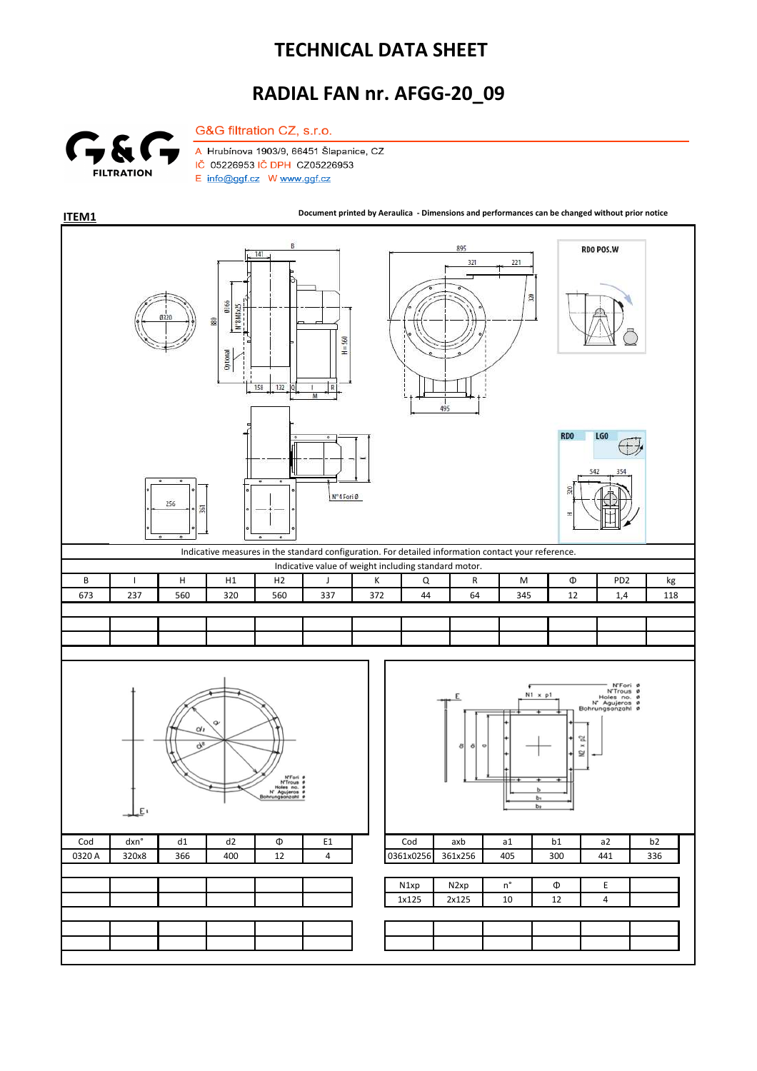# TECHNICAL DATA SHEET

# RADIAL FAN nr. AFGG-20_09

G&G filtration CZ, s.r.o.

A Hrubínova 1903/9, 66451 Šlapanice, CZ
IČ 05226953 IČ DPH CZ05226953
E info@ggf.cz W www.ggf.cz

**ITEM1**

**Document printed by Aeraulica - Dimensions and performances can be changed without prior notice**

Indicative measures in the standard configuration. For detailed information contact your reference.

Indicative value of weight including standard motor.

| B | I | H | H1 | H2 | J | K | Q | R | M | Φ | PD2 | kg |
|---|---|---|---|---|---|---|---|---|---|---|---|---|
| 673 | 237 | 560 | 320 | 560 | 337 | 372 | 44 | 64 | 345 | 12 | 1,4 | 118 |

| Cod | dxn° | d1 | d2 | Φ | E1 |
|---|---|---|---|---|---|
| 0320 A | 320x8 | 366 | 400 | 12 | 4 |

| Cod | axb | a1 | b1 | a2 | b2 |
|---|---|---|---|---|---|
| 0361x0256 | 361x256 | 405 | 300 | 441 | 336 |

| N1xp | N2xp | n° | Φ | E |
|---|---|---|---|---|
| 1x125 | 2x125 | 10 | 12 | 4 |